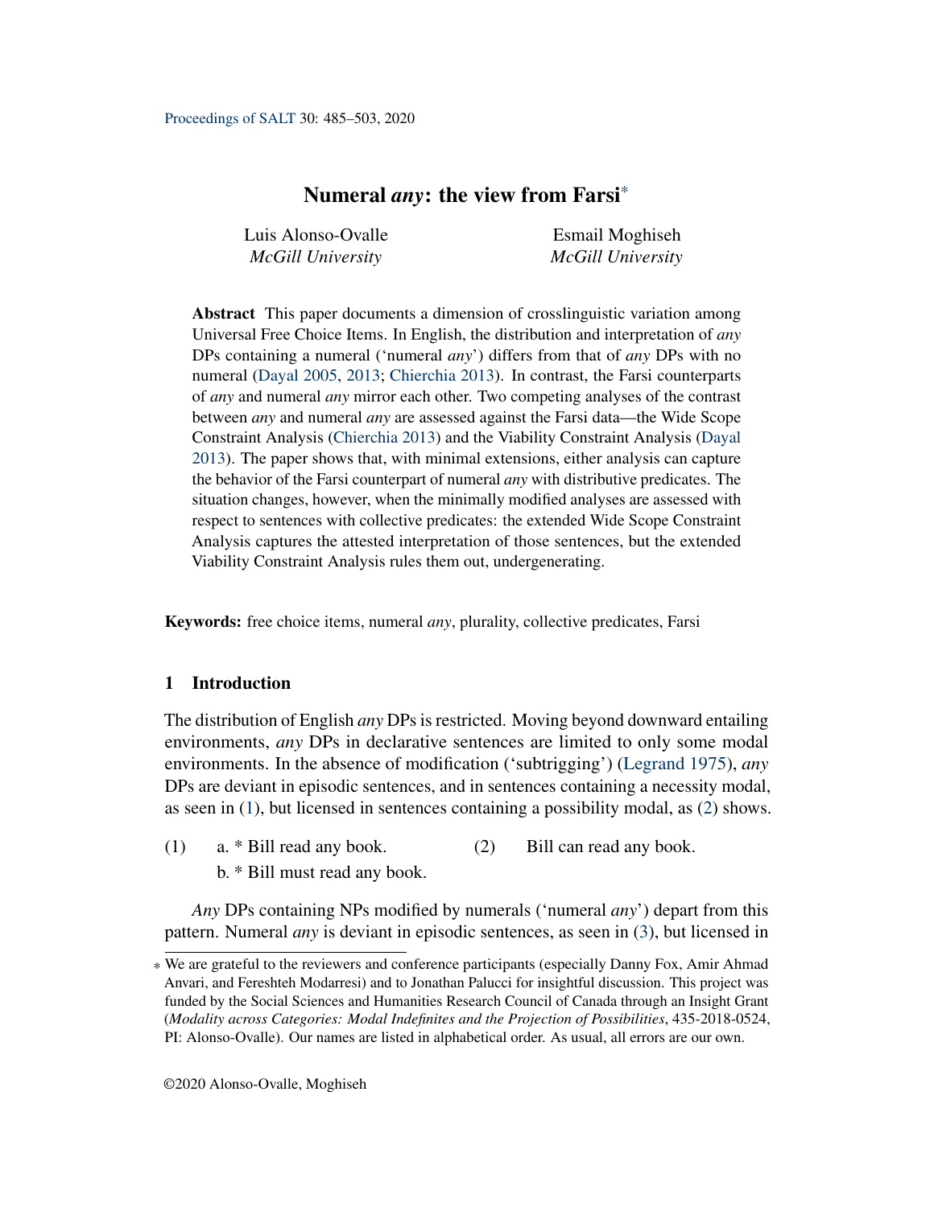# Numeral *any*: the view from Farsi*

Luis Alonso-Ovalle
*McGill University*

Esmail Moghiseh
*McGill University*

**Abstract** This paper documents a dimension of crosslinguistic variation among Universal Free Choice Items. In English, the distribution and interpretation of *any* DPs containing a numeral ('numeral *any*') differs from that of *any* DPs with no numeral (Dayal 2005, 2013; Chierchia 2013). In contrast, the Farsi counterparts of *any* and numeral *any* mirror each other. Two competing analyses of the contrast between *any* and numeral *any* are assessed against the Farsi data—the Wide Scope Constraint Analysis (Chierchia 2013) and the Viability Constraint Analysis (Dayal 2013). The paper shows that, with minimal extensions, either analysis can capture the behavior of the Farsi counterpart of numeral *any* with distributive predicates. The situation changes, however, when the minimally modified analyses are assessed with respect to sentences with collective predicates: the extended Wide Scope Constraint Analysis captures the attested interpretation of those sentences, but the extended Viability Constraint Analysis rules them out, undergenerating.

**Keywords:** free choice items, numeral *any*, plurality, collective predicates, Farsi

## 1 Introduction

The distribution of English *any* DPs is restricted. Moving beyond downward entailing environments, *any* DPs in declarative sentences are limited to only some modal environments. In the absence of modification ('subtrigging') (Legrand 1975), *any* DPs are deviant in episodic sentences, and in sentences containing a necessity modal, as seen in (1), but licensed in sentences containing a possibility modal, as (2) shows.

(1) a. * Bill read any book.
b. * Bill must read any book.

(2) Bill can read any book.

*Any* DPs containing NPs modified by numerals ('numeral *any*') depart from this pattern. Numeral *any* is deviant in episodic sentences, as seen in (3), but licensed in

---

* We are grateful to the reviewers and conference participants (especially Danny Fox, Amir Ahmad Anvari, and Fereshteh Modarresi) and to Jonathan Palucci for insightful discussion. This project was funded by the Social Sciences and Humanities Research Council of Canada through an Insight Grant (*Modality across Categories: Modal Indefinites and the Projection of Possibilities*, 435-2018-0524, PI: Alonso-Ovalle). Our names are listed in alphabetical order. As usual, all errors are our own.

©2020 Alonso-Ovalle, Moghiseh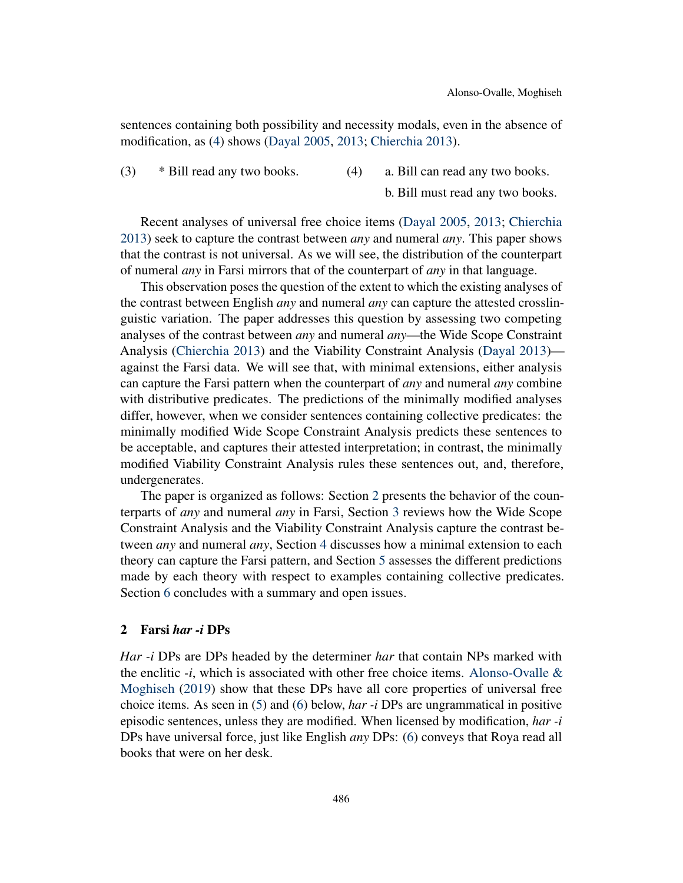sentences containing both possibility and necessity modals, even in the absence of modification, as (4) shows (Dayal 2005, 2013; Chierchia 2013).

(3) * Bill read any two books.

(4) a. Bill can read any two books.
 b. Bill must read any two books.

Recent analyses of universal free choice items (Dayal 2005, 2013; Chierchia 2013) seek to capture the contrast between *any* and numeral *any*. This paper shows that the contrast is not universal. As we will see, the distribution of the counterpart of numeral *any* in Farsi mirrors that of the counterpart of *any* in that language.

This observation poses the question of the extent to which the existing analyses of the contrast between English *any* and numeral *any* can capture the attested crosslinguistic variation. The paper addresses this question by assessing two competing analyses of the contrast between *any* and numeral *any*—the Wide Scope Constraint Analysis (Chierchia 2013) and the Viability Constraint Analysis (Dayal 2013)—against the Farsi data. We will see that, with minimal extensions, either analysis can capture the Farsi pattern when the counterpart of *any* and numeral *any* combine with distributive predicates. The predictions of the minimally modified analyses differ, however, when we consider sentences containing collective predicates: the minimally modified Wide Scope Constraint Analysis predicts these sentences to be acceptable, and captures their attested interpretation; in contrast, the minimally modified Viability Constraint Analysis rules these sentences out, and, therefore, undergenerates.

The paper is organized as follows: Section 2 presents the behavior of the counterparts of *any* and numeral *any* in Farsi, Section 3 reviews how the Wide Scope Constraint Analysis and the Viability Constraint Analysis capture the contrast between *any* and numeral *any*, Section 4 discusses how a minimal extension to each theory can capture the Farsi pattern, and Section 5 assesses the different predictions made by each theory with respect to examples containing collective predicates. Section 6 concludes with a summary and open issues.

## 2 Farsi *har -i* DPs

*Har -i* DPs are DPs headed by the determiner *har* that contain NPs marked with the enclitic *-i*, which is associated with other free choice items. Alonso-Ovalle & Moghiseh (2019) show that these DPs have all core properties of universal free choice items. As seen in (5) and (6) below, *har -i* DPs are ungrammatical in positive episodic sentences, unless they are modified. When licensed by modification, *har -i* DPs have universal force, just like English *any* DPs: (6) conveys that Roya read all books that were on her desk.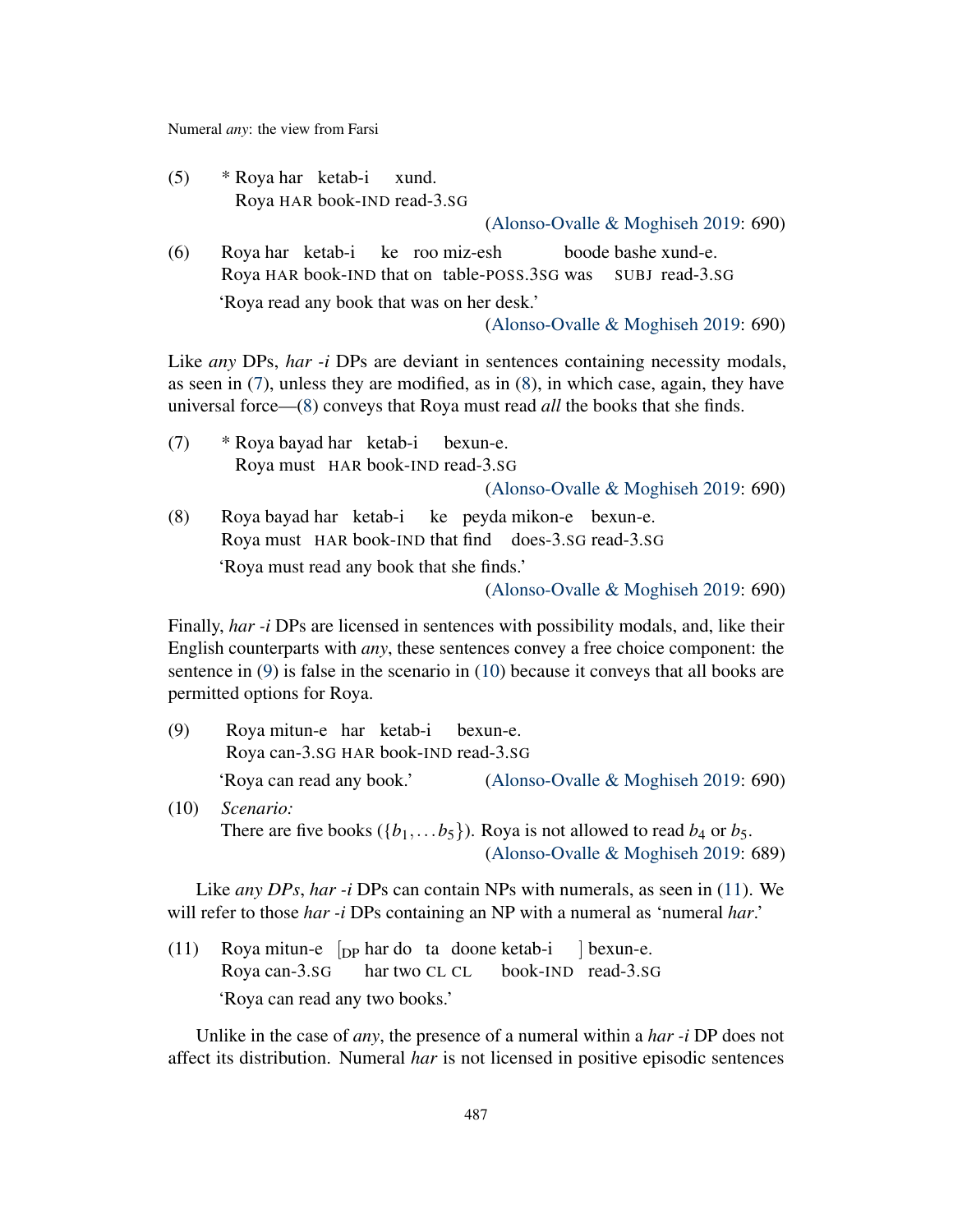(5) * Roya har ketab-i xund.
Roya HAR book-IND read-3.SG

(Alonso-Ovalle & Moghiseh 2019: 690)

(6) Roya har ketab-i ke roo miz-esh boode bashe xund-e.
Roya HAR book-IND that on table-POSS.3SG was SUBJ read-3.SG

'Roya read any book that was on her desk.'

(Alonso-Ovalle & Moghiseh 2019: 690)

Like *any* DPs, *har -i* DPs are deviant in sentences containing necessity modals, as seen in (7), unless they are modified, as in (8), in which case, again, they have universal force—(8) conveys that Roya must read *all* the books that she finds.

(7) * Roya bayad har ketab-i bexun-e.
Roya must HAR book-IND read-3.SG

(Alonso-Ovalle & Moghiseh 2019: 690)

(8) Roya bayad har ketab-i ke peyda mikon-e bexun-e.
Roya must HAR book-IND that find does-3.SG read-3.SG

'Roya must read any book that she finds.'

(Alonso-Ovalle & Moghiseh 2019: 690)

Finally, *har -i* DPs are licensed in sentences with possibility modals, and, like their English counterparts with *any*, these sentences convey a free choice component: the sentence in (9) is false in the scenario in (10) because it conveys that all books are permitted options for Roya.

(9) Roya mitun-e har ketab-i bexun-e.
Roya can-3.SG HAR book-IND read-3.SG

'Roya can read any book.' (Alonso-Ovalle & Moghiseh 2019: 690)

(10) *Scenario:*
There are five books ($\{b_1, \ldots b_5\}$). Roya is not allowed to read $b_4$ or $b_5$.

(Alonso-Ovalle & Moghiseh 2019: 689)

Like *any DPs*, *har -i* DPs can contain NPs with numerals, as seen in (11). We will refer to those *har -i* DPs containing an NP with a numeral as 'numeral *har*.'

(11) Roya mitun-e [$_{\text{DP}}$ har do ta doone ketab-i ] bexun-e.
Roya can-3.SG har two CL CL book-IND read-3.SG

'Roya can read any two books.'

Unlike in the case of *any*, the presence of a numeral within a *har -i* DP does not affect its distribution. Numeral *har* is not licensed in positive episodic sentences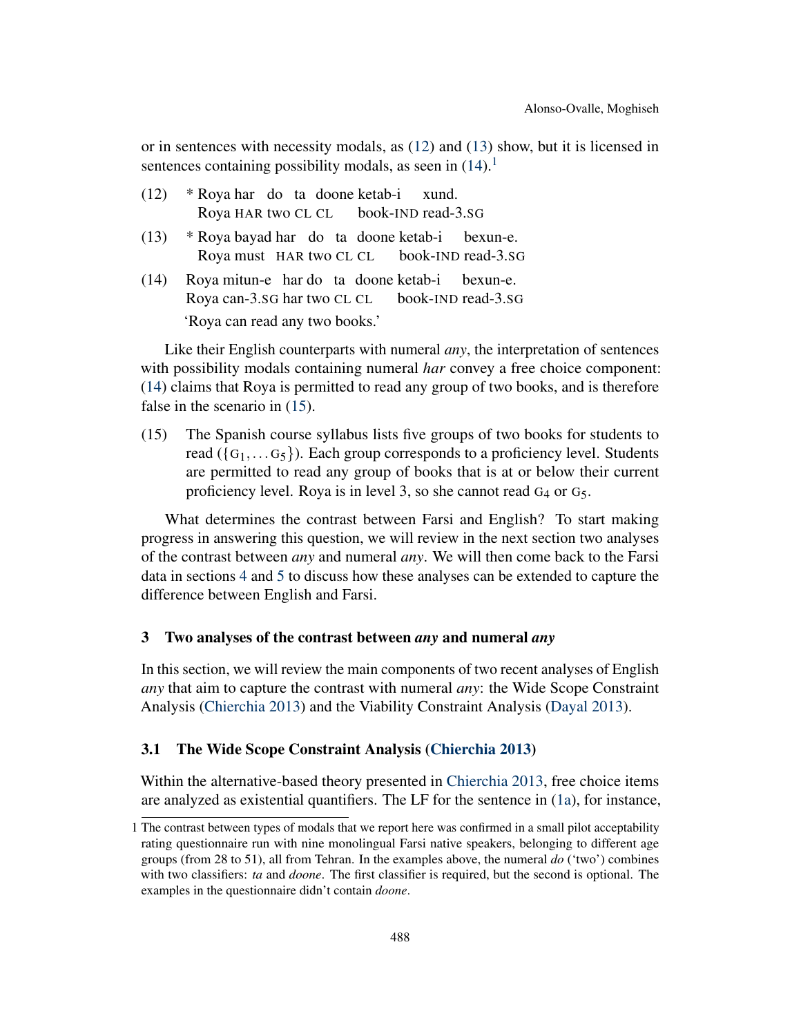or in sentences with necessity modals, as (12) and (13) show, but it is licensed in sentences containing possibility modals, as seen in (14).[1]

(12) * Roya har do ta doone ketab-i xund.
Roya HAR two CL CL book-IND read-3.SG

(13) * Roya bayad har do ta doone ketab-i bexun-e.
Roya must HAR two CL CL book-IND read-3.SG

(14) Roya mitun-e har do ta doone ketab-i bexun-e.
Roya can-3.SG har two CL CL book-IND read-3.SG
'Roya can read any two books.'

Like their English counterparts with numeral *any*, the interpretation of sentences with possibility modals containing numeral *har* convey a free choice component: (14) claims that Roya is permitted to read any group of two books, and is therefore false in the scenario in (15).

(15) The Spanish course syllabus lists five groups of two books for students to read ($\{G_1, \ldots G_5\}$). Each group corresponds to a proficiency level. Students are permitted to read any group of books that is at or below their current proficiency level. Roya is in level 3, so she cannot read $G_4$ or $G_5$.

What determines the contrast between Farsi and English? To start making progress in answering this question, we will review in the next section two analyses of the contrast between *any* and numeral *any*. We will then come back to the Farsi data in sections 4 and 5 to discuss how these analyses can be extended to capture the difference between English and Farsi.

## 3 Two analyses of the contrast between *any* and numeral *any*

In this section, we will review the main components of two recent analyses of English *any* that aim to capture the contrast with numeral *any*: the Wide Scope Constraint Analysis (Chierchia 2013) and the Viability Constraint Analysis (Dayal 2013).

### 3.1 The Wide Scope Constraint Analysis (Chierchia 2013)

Within the alternative-based theory presented in Chierchia 2013, free choice items are analyzed as existential quantifiers. The LF for the sentence in (1a), for instance,

[1] The contrast between types of modals that we report here was confirmed in a small pilot acceptability rating questionnaire run with nine monolingual Farsi native speakers, belonging to different age groups (from 28 to 51), all from Tehran. In the examples above, the numeral *do* ('two') combines with two classifiers: *ta* and *doone*. The first classifier is required, but the second is optional. The examples in the questionnaire didn't contain *doone*.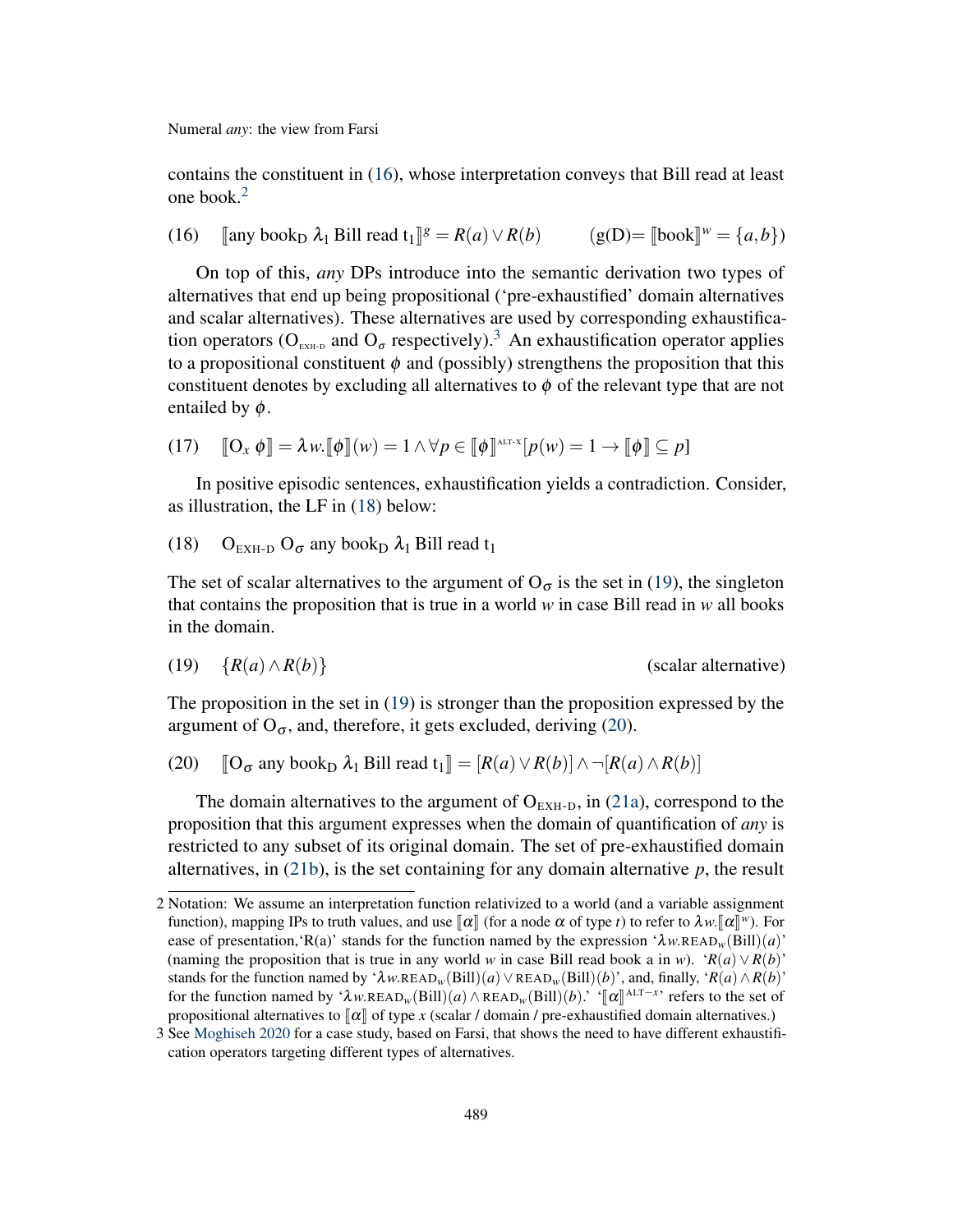contains the constituent in (16), whose interpretation conveys that Bill read at least one book.[2]

(16) $[\![\text{any book}_D\ \lambda_1\ \text{Bill read } t_1]\!]^g = R(a) \vee R(b)$ $\quad$ $(g(D) = [\![\text{book}]\!]^w = \{a, b\})$

On top of this, *any* DPs introduce into the semantic derivation two types of alternatives that end up being propositional ('pre-exhaustified' domain alternatives and scalar alternatives). These alternatives are used by corresponding exhaustification operators ($O_{\text{EXH-D}}$ and $O_\sigma$ respectively).[3] An exhaustification operator applies to a propositional constituent $\phi$ and (possibly) strengthens the proposition that this constituent denotes by excluding all alternatives to $\phi$ of the relevant type that are not entailed by $\phi$.

(17) $[\![O_x\ \phi]\!] = \lambda w.[\![\phi]\!](w) = 1 \wedge \forall p \in [\![\phi]\!]^{\text{ALT-X}}[p(w) = 1 \rightarrow [\![\phi]\!] \subseteq p]$

In positive episodic sentences, exhaustification yields a contradiction. Consider, as illustration, the LF in (18) below:

(18) $O_{\text{EXH-D}}\ O_\sigma\ \text{any book}_D\ \lambda_1\ \text{Bill read } t_1$

The set of scalar alternatives to the argument of $O_\sigma$ is the set in (19), the singleton that contains the proposition that is true in a world $w$ in case Bill read in $w$ all books in the domain.

(19) $\{R(a) \wedge R(b)\}$ $\quad$ (scalar alternative)

The proposition in the set in (19) is stronger than the proposition expressed by the argument of $O_\sigma$, and, therefore, it gets excluded, deriving (20).

(20) $[\![O_\sigma\ \text{any book}_D\ \lambda_1\ \text{Bill read } t_1]\!] = [R(a) \vee R(b)] \wedge \neg[R(a) \wedge R(b)]$

The domain alternatives to the argument of $O_{\text{EXH-D}}$, in (21a), correspond to the proposition that this argument expresses when the domain of quantification of *any* is restricted to any subset of its original domain. The set of pre-exhaustified domain alternatives, in (21b), is the set containing for any domain alternative $p$, the result

---

2 Notation: We assume an interpretation function relativized to a world (and a variable assignment function), mapping IPs to truth values, and use $[\![\alpha]\!]$ (for a node $\alpha$ of type $t$) to refer to $\lambda w.[\![\alpha]\!]^w$). For ease of presentation,'R(a)' stands for the function named by the expression '$\lambda w.\text{READ}_w(\text{Bill})(a)$' (naming the proposition that is true in any world $w$ in case Bill read book a in $w$). '$R(a) \vee R(b)$' stands for the function named by '$\lambda w.\text{READ}_w(\text{Bill})(a) \vee \text{READ}_w(\text{Bill})(b)$', and, finally, '$R(a) \wedge R(b)$' for the function named by '$\lambda w.\text{READ}_w(\text{Bill})(a) \wedge \text{READ}_w(\text{Bill})(b)$.' '$[\![\alpha]\!]^{\text{ALT}-x}$' refers to the set of propositional alternatives to $[\![\alpha]\!]$ of type $x$ (scalar / domain / pre-exhaustified domain alternatives.)

3 See Moghiseh 2020 for a case study, based on Farsi, that shows the need to have different exhaustification operators targeting different types of alternatives.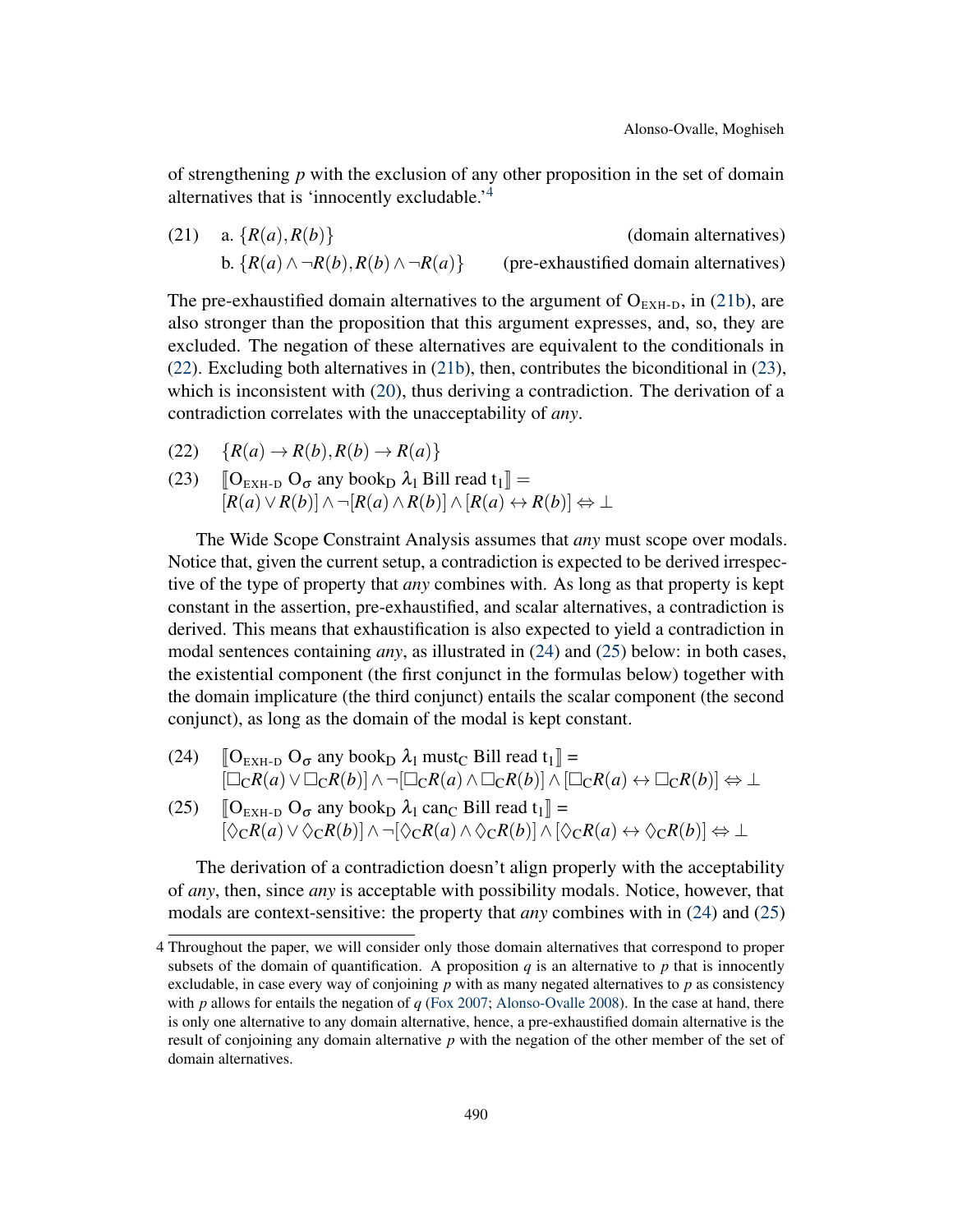of strengthening $p$ with the exclusion of any other proposition in the set of domain alternatives that is 'innocently excludable.'[4]

(21) a. $\{R(a), R(b)\}$ (domain alternatives)

b. $\{R(a) \wedge \neg R(b), R(b) \wedge \neg R(a)\}$ (pre-exhaustified domain alternatives)

The pre-exhaustified domain alternatives to the argument of $\text{O}_{\text{EXH-D}}$, in (21b), are also stronger than the proposition that this argument expresses, and, so, they are excluded. The negation of these alternatives are equivalent to the conditionals in (22). Excluding both alternatives in (21b), then, contributes the biconditional in (23), which is inconsistent with (20), thus deriving a contradiction. The derivation of a contradiction correlates with the unacceptability of *any*.

(22) $\{R(a) \rightarrow R(b), R(b) \rightarrow R(a)\}$

(23) $[\![\text{O}_{\text{EXH-D}}\ \text{O}_\sigma \text{ any book}_\text{D}\ \lambda_1 \text{ Bill read } \text{t}_1]\!] =$
$[R(a) \vee R(b)] \wedge \neg[R(a) \wedge R(b)] \wedge [R(a) \leftrightarrow R(b)] \Leftrightarrow \bot$

The Wide Scope Constraint Analysis assumes that *any* must scope over modals. Notice that, given the current setup, a contradiction is expected to be derived irrespective of the type of property that *any* combines with. As long as that property is kept constant in the assertion, pre-exhaustified, and scalar alternatives, a contradiction is derived. This means that exhaustification is also expected to yield a contradiction in modal sentences containing *any*, as illustrated in (24) and (25) below: in both cases, the existential component (the first conjunct in the formulas below) together with the domain implicature (the third conjunct) entails the scalar component (the second conjunct), as long as the domain of the modal is kept constant.

(24) $[\![\text{O}_{\text{EXH-D}}\ \text{O}_\sigma \text{ any book}_\text{D}\ \lambda_1 \text{ must}_\text{C} \text{ Bill read } \text{t}_1]\!] =$
$[\Box_\text{C} R(a) \vee \Box_\text{C} R(b)] \wedge \neg[\Box_\text{C} R(a) \wedge \Box_\text{C} R(b)] \wedge [\Box_\text{C} R(a) \leftrightarrow \Box_\text{C} R(b)] \Leftrightarrow \bot$

(25) $[\![\text{O}_{\text{EXH-D}}\ \text{O}_\sigma \text{ any book}_\text{D}\ \lambda_1 \text{ can}_\text{C} \text{ Bill read } \text{t}_1]\!] =$
$[\Diamond_\text{C} R(a) \vee \Diamond_\text{C} R(b)] \wedge \neg[\Diamond_\text{C} R(a) \wedge \Diamond_\text{C} R(b)] \wedge [\Diamond_\text{C} R(a) \leftrightarrow \Diamond_\text{C} R(b)] \Leftrightarrow \bot$

The derivation of a contradiction doesn't align properly with the acceptability of *any*, then, since *any* is acceptable with possibility modals. Notice, however, that modals are context-sensitive: the property that *any* combines with in (24) and (25)

---

4 Throughout the paper, we will consider only those domain alternatives that correspond to proper subsets of the domain of quantification. A proposition $q$ is an alternative to $p$ that is innocently excludable, in case every way of conjoining $p$ with as many negated alternatives to $p$ as consistency with $p$ allows for entails the negation of $q$ (Fox 2007; Alonso-Ovalle 2008). In the case at hand, there is only one alternative to any domain alternative, hence, a pre-exhaustified domain alternative is the result of conjoining any domain alternative $p$ with the negation of the other member of the set of domain alternatives.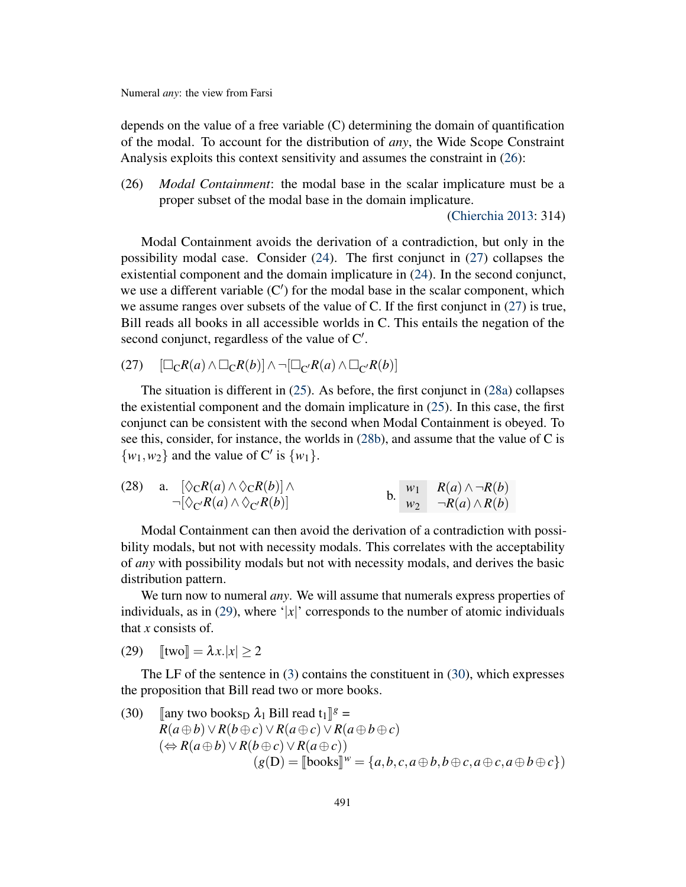depends on the value of a free variable (C) determining the domain of quantification of the modal. To account for the distribution of *any*, the Wide Scope Constraint Analysis exploits this context sensitivity and assumes the constraint in (26):

(26) *Modal Containment*: the modal base in the scalar implicature must be a proper subset of the modal base in the domain implicature. (Chierchia 2013: 314)

Modal Containment avoids the derivation of a contradiction, but only in the possibility modal case. Consider (24). The first conjunct in (27) collapses the existential component and the domain implicature in (24). In the second conjunct, we use a different variable (C′) for the modal base in the scalar component, which we assume ranges over subsets of the value of C. If the first conjunct in (27) is true, Bill reads all books in all accessible worlds in C. This entails the negation of the second conjunct, regardless of the value of C′.

(27) $[\Box_{C} R(a) \wedge \Box_{C} R(b)] \wedge \neg[\Box_{C'} R(a) \wedge \Box_{C'} R(b)]$

The situation is different in (25). As before, the first conjunct in (28a) collapses the existential component and the domain implicature in (25). In this case, the first conjunct can be consistent with the second when Modal Containment is obeyed. To see this, consider, for instance, the worlds in (28b), and assume that the value of C is $\{w_1, w_2\}$ and the value of C′ is $\{w_1\}$.

(28) a. $[\Diamond_{C} R(a) \wedge \Diamond_{C} R(b)] \wedge \neg[\Diamond_{C'} R(a) \wedge \Diamond_{C'} R(b)]$

b.

| | |
|---|---|
| $w_1$ | $R(a) \wedge \neg R(b)$ |
| $w_2$ | $\neg R(a) \wedge R(b)$ |

Modal Containment can then avoid the derivation of a contradiction with possibility modals, but not with necessity modals. This correlates with the acceptability of *any* with possibility modals but not with necessity modals, and derives the basic distribution pattern.

We turn now to numeral *any*. We will assume that numerals express properties of individuals, as in (29), where '$|x|$' corresponds to the number of atomic individuals that $x$ consists of.

(29) $[\![\text{two}]\!] = \lambda x.|x| \geq 2$

The LF of the sentence in (3) contains the constituent in (30), which expresses the proposition that Bill read two or more books.

(30) $[\![\text{any two books}_{\text{D}}\ \lambda_1 \text{ Bill read } t_1]\!]^g =$
$R(a \oplus b) \vee R(b \oplus c) \vee R(a \oplus c) \vee R(a \oplus b \oplus c)$
$(\Leftrightarrow R(a \oplus b) \vee R(b \oplus c) \vee R(a \oplus c))$
$(g(\text{D}) = [\![\text{books}]\!]^w = \{a, b, c, a \oplus b, b \oplus c, a \oplus c, a \oplus b \oplus c\})$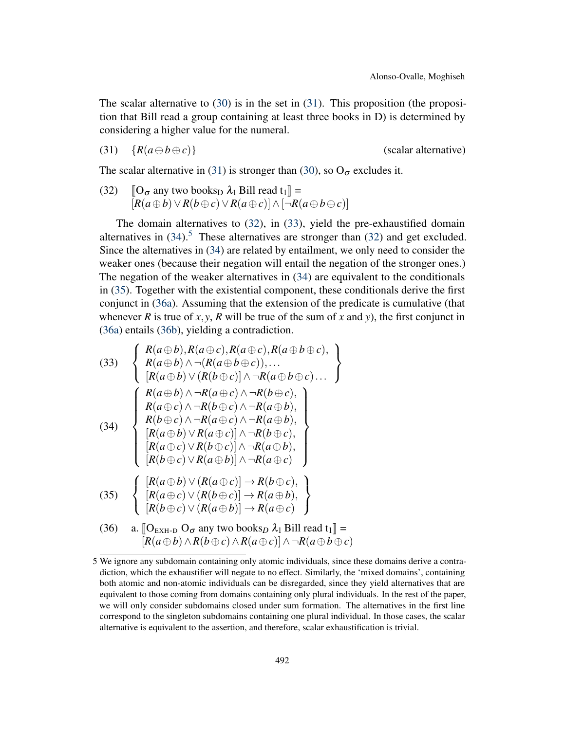The scalar alternative to (30) is in the set in (31). This proposition (the proposition that Bill read a group containing at least three books in D) is determined by considering a higher value for the numeral.

(31) $\{R(a \oplus b \oplus c)\}$ (scalar alternative)

The scalar alternative in (31) is stronger than (30), so $\mathrm{O}_\sigma$ excludes it.

(32) $[\![\mathrm{O}_\sigma$ any two books$_\mathrm{D}$ $\lambda_1$ Bill read $\mathrm{t}_1]\!] =$
$[R(a \oplus b) \vee R(b \oplus c) \vee R(a \oplus c)] \wedge [\neg R(a \oplus b \oplus c)]$

The domain alternatives to (32), in (33), yield the pre-exhaustified domain alternatives in (34).[5] These alternatives are stronger than (32) and get excluded. Since the alternatives in (34) are related by entailment, we only need to consider the weaker ones (because their negation will entail the negation of the stronger ones.) The negation of the weaker alternatives in (34) are equivalent to the conditionals in (35). Together with the existential component, these conditionals derive the first conjunct in (36a). Assuming that the extension of the predicate is cumulative (that whenever $R$ is true of $x, y$, $R$ will be true of the sum of $x$ and $y$), the first conjunct in (36a) entails (36b), yielding a contradiction.

(33)
$$\left\{ \begin{array}{l} R(a \oplus b), R(a \oplus c), R(a \oplus c), R(a \oplus b \oplus c), \\ R(a \oplus b) \wedge \neg(R(a \oplus b \oplus c)), \ldots \\ [R(a \oplus b) \vee (R(b \oplus c)] \wedge \neg R(a \oplus b \oplus c) \ldots \end{array} \right\}$$

(34)
$$\left\{ \begin{array}{l} R(a \oplus b) \wedge \neg R(a \oplus c) \wedge \neg R(b \oplus c), \\ R(a \oplus c) \wedge \neg R(b \oplus c) \wedge \neg R(a \oplus b), \\ R(b \oplus c) \wedge \neg R(a \oplus c) \wedge \neg R(a \oplus b), \\ [R(a \oplus b) \vee R(a \oplus c)] \wedge \neg R(b \oplus c), \\ [R(a \oplus c) \vee R(b \oplus c)] \wedge \neg R(a \oplus b), \\ [R(b \oplus c) \vee R(a \oplus b)] \wedge \neg R(a \oplus c) \end{array} \right\}$$

(35)
$$\left\{ \begin{array}{l} [R(a \oplus b) \vee (R(a \oplus c)] \rightarrow R(b \oplus c), \\ [R(a \oplus c) \vee (R(b \oplus c)] \rightarrow R(a \oplus b), \\ [R(b \oplus c) \vee (R(a \oplus b)] \rightarrow R(a \oplus c) \end{array} \right\}$$

(36) a. $[\![\mathrm{O}_{\text{EXH-D}}\ \mathrm{O}_\sigma$ any two books$_D$ $\lambda_1$ Bill read $\mathrm{t}_1]\!] =$
$[R(a \oplus b) \wedge R(b \oplus c) \wedge R(a \oplus c)] \wedge \neg R(a \oplus b \oplus c)$

---

5 We ignore any subdomain containing only atomic individuals, since these domains derive a contradiction, which the exhaustifier will negate to no effect. Similarly, the 'mixed domains', containing both atomic and non-atomic individuals can be disregarded, since they yield alternatives that are equivalent to those coming from domains containing only plural individuals. In the rest of the paper, we will only consider subdomains closed under sum formation. The alternatives in the first line correspond to the singleton subdomains containing one plural individual. In those cases, the scalar alternative is equivalent to the assertion, and therefore, scalar exhaustification is trivial.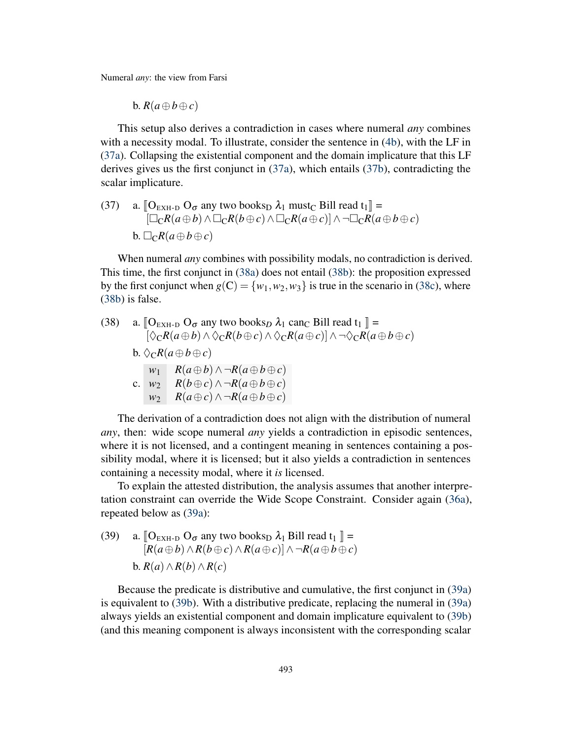b. $R(a \oplus b \oplus c)$

This setup also derives a contradiction in cases where numeral *any* combines with a necessity modal. To illustrate, consider the sentence in (4b), with the LF in (37a). Collapsing the existential component and the domain implicature that this LF derives gives us the first conjunct in (37a), which entails (37b), contradicting the scalar implicature.

(37) a. $[\![\text{O}_{\text{EXH-D}}\ \text{O}_\sigma\ \text{any two books}_\text{D}\ \lambda_1\ \text{must}_\text{C}\ \text{Bill read t}_1]\!] =$
$[\Box_\text{C} R(a \oplus b) \wedge \Box_\text{C} R(b \oplus c) \wedge \Box_\text{C} R(a \oplus c)] \wedge \neg \Box_\text{C} R(a \oplus b \oplus c)$

b. $\Box_\text{C} R(a \oplus b \oplus c)$

When numeral *any* combines with possibility modals, no contradiction is derived. This time, the first conjunct in (38a) does not entail (38b): the proposition expressed by the first conjunct when $g(\text{C}) = \{w_1, w_2, w_3\}$ is true in the scenario in (38c), where (38b) is false.

(38) a. $[\![\text{O}_{\text{EXH-D}}\ \text{O}_\sigma\ \text{any two books}_D\ \lambda_1\ \text{can}_\text{C}\ \text{Bill read t}_1\ ]\!] =$
$[\Diamond_\text{C} R(a \oplus b) \wedge \Diamond_\text{C} R(b \oplus c) \wedge \Diamond_\text{C} R(a \oplus c)] \wedge \neg \Diamond_\text{C} R(a \oplus b \oplus c)$

b. $\Diamond_\text{C} R(a \oplus b \oplus c)$

c.

| | |
|---|---|
| $w_1$ | $R(a \oplus b) \wedge \neg R(a \oplus b \oplus c)$ |
| $w_2$ | $R(b \oplus c) \wedge \neg R(a \oplus b \oplus c)$ |
| $w_2$ | $R(a \oplus c) \wedge \neg R(a \oplus b \oplus c)$ |

The derivation of a contradiction does not align with the distribution of numeral *any*, then: wide scope numeral *any* yields a contradiction in episodic sentences, where it is not licensed, and a contingent meaning in sentences containing a possibility modal, where it is licensed; but it also yields a contradiction in sentences containing a necessity modal, where it *is* licensed.

To explain the attested distribution, the analysis assumes that another interpretation constraint can override the Wide Scope Constraint. Consider again (36a), repeated below as (39a):

(39) a. $[\![\text{O}_{\text{EXH-D}}\ \text{O}_\sigma\ \text{any two books}_\text{D}\ \lambda_1\ \text{Bill read t}_1\ ]\!] =$
$[R(a \oplus b) \wedge R(b \oplus c) \wedge R(a \oplus c)] \wedge \neg R(a \oplus b \oplus c)$

b. $R(a) \wedge R(b) \wedge R(c)$

Because the predicate is distributive and cumulative, the first conjunct in (39a) is equivalent to (39b). With a distributive predicate, replacing the numeral in (39a) always yields an existential component and domain implicature equivalent to (39b) (and this meaning component is always inconsistent with the corresponding scalar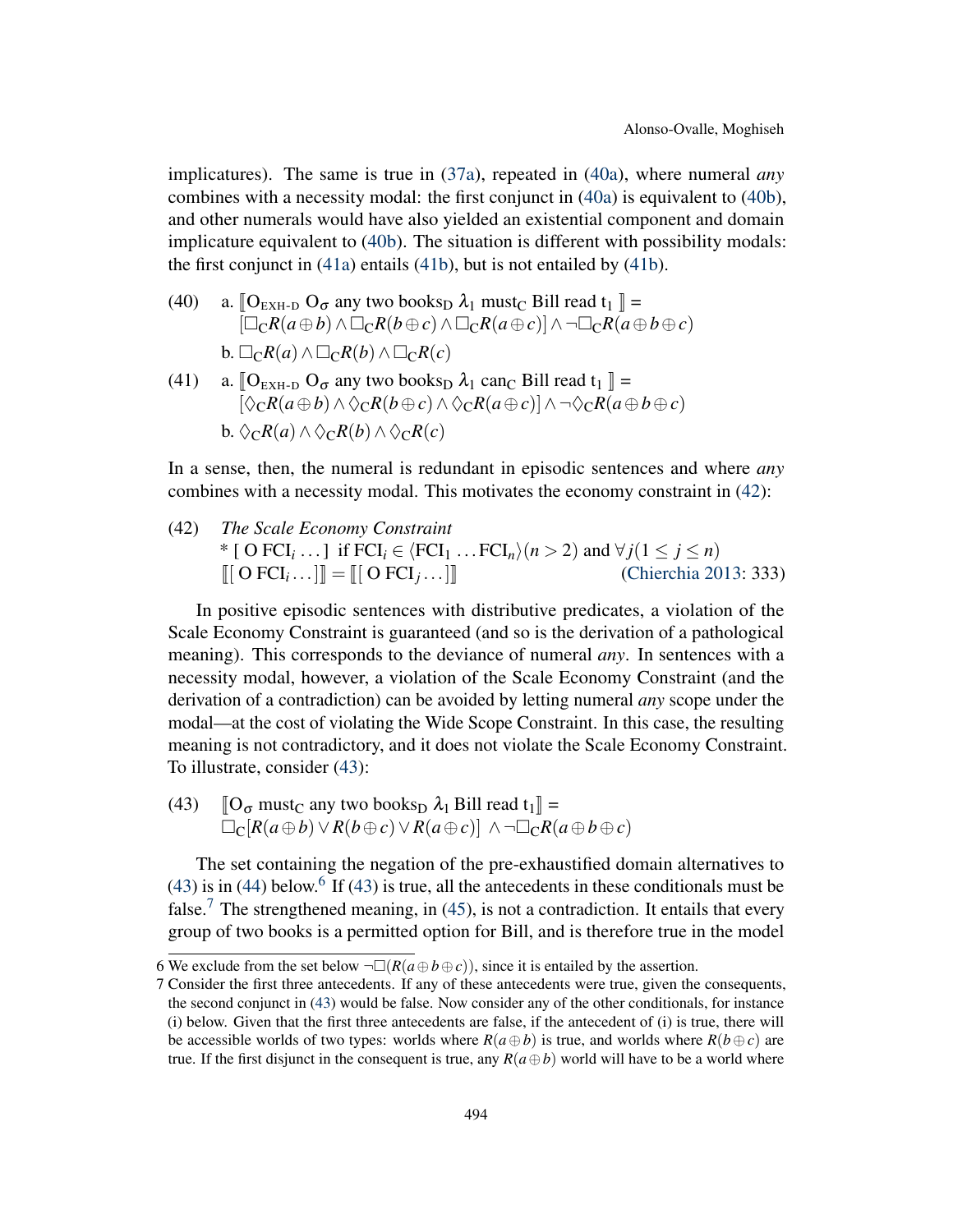implicatures). The same is true in (37a), repeated in (40a), where numeral *any* combines with a necessity modal: the first conjunct in (40a) is equivalent to (40b), and other numerals would have also yielded an existential component and domain implicature equivalent to (40b). The situation is different with possibility modals: the first conjunct in (41a) entails (41b), but is not entailed by (41b).

(40) a. $[\![\mathrm{O_{EXH\text{-}D}}\ \mathrm{O}_\sigma$ any two books$_\mathrm{D}$ $\lambda_1$ must$_\mathrm{C}$ Bill read t$_1\,]\!] =$
$[\Box_C R(a\oplus b)\wedge\Box_C R(b\oplus c)\wedge\Box_C R(a\oplus c)]\wedge\neg\Box_C R(a\oplus b\oplus c)$

b. $\Box_C R(a)\wedge\Box_C R(b)\wedge\Box_C R(c)$

(41) a. $[\![\mathrm{O_{EXH\text{-}D}}\ \mathrm{O}_\sigma$ any two books$_\mathrm{D}$ $\lambda_1$ can$_\mathrm{C}$ Bill read t$_1\,]\!] =$
$[\Diamond_C R(a\oplus b)\wedge\Diamond_C R(b\oplus c)\wedge\Diamond_C R(a\oplus c)]\wedge\neg\Diamond_C R(a\oplus b\oplus c)$

b. $\Diamond_C R(a)\wedge\Diamond_C R(b)\wedge\Diamond_C R(c)$

In a sense, then, the numeral is redundant in episodic sentences and where *any* combines with a necessity modal. This motivates the economy constraint in (42):

(42) *The Scale Economy Constraint*
$*$ [ O FCI$_i$ ... ] if FCI$_i \in \langle$FCI$_1$ ... FCI$_n\rangle (n > 2)$ and $\forall j(1\leq j\leq n)$
$[\![$[ O FCI$_i$...]$]\!] = [\![$[ O FCI$_j$...]$]\!]$ (Chierchia 2013: 333)

In positive episodic sentences with distributive predicates, a violation of the Scale Economy Constraint is guaranteed (and so is the derivation of a pathological meaning). This corresponds to the deviance of numeral *any*. In sentences with a necessity modal, however, a violation of the Scale Economy Constraint (and the derivation of a contradiction) can be avoided by letting numeral *any* scope under the modal—at the cost of violating the Wide Scope Constraint. In this case, the resulting meaning is not contradictory, and it does not violate the Scale Economy Constraint. To illustrate, consider (43):

(43) $[\![\mathrm{O}_\sigma$ must$_\mathrm{C}$ any two books$_\mathrm{D}$ $\lambda_1$ Bill read t$_1]\!] =$
$\Box_C[R(a\oplus b)\vee R(b\oplus c)\vee R(a\oplus c)]\ \wedge\neg\Box_C R(a\oplus b\oplus c)$

The set containing the negation of the pre-exhaustified domain alternatives to (43) is in (44) below.[6] If (43) is true, all the antecedents in these conditionals must be false.[7] The strengthened meaning, in (45), is not a contradiction. It entails that every group of two books is a permitted option for Bill, and is therefore true in the model

6 We exclude from the set below $\neg\Box(R(a\oplus b\oplus c))$, since it is entailed by the assertion.

7 Consider the first three antecedents. If any of these antecedents were true, given the consequents, the second conjunct in (43) would be false. Now consider any of the other conditionals, for instance (i) below. Given that the first three antecedents are false, if the antecedent of (i) is true, there will be accessible worlds of two types: worlds where $R(a\oplus b)$ is true, and worlds where $R(b\oplus c)$ are true. If the first disjunct in the consequent is true, any $R(a\oplus b)$ world will have to be a world where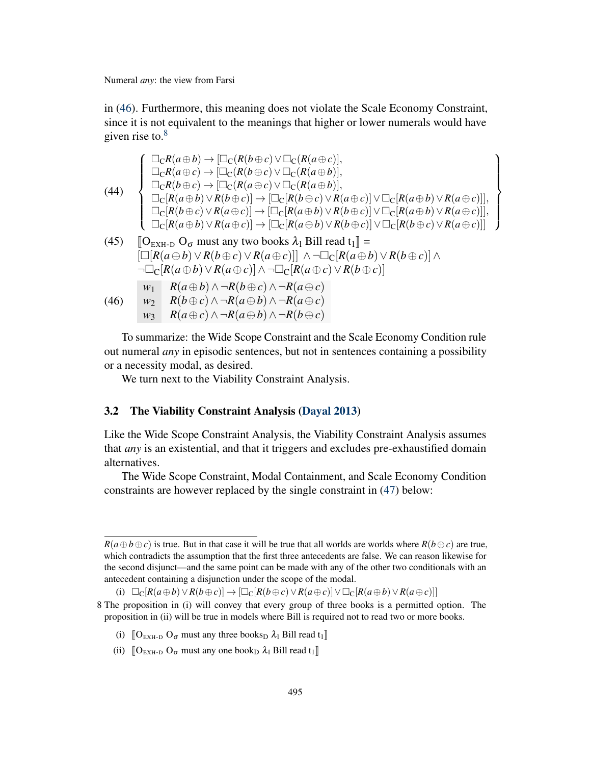in (46). Furthermore, this meaning does not violate the Scale Economy Constraint, since it is not equivalent to the meanings that higher or lower numerals would have given rise to.[8]

(44)
$$\left\{\begin{array}{l} \Box_C R(a\oplus b) \rightarrow [\Box_C(R(b\oplus c) \vee \Box_C(R(a\oplus c)], \\ \Box_C R(a\oplus c) \rightarrow [\Box_C(R(b\oplus c) \vee \Box_C(R(a\oplus b)], \\ \Box_C R(b\oplus c) \rightarrow [\Box_C(R(a\oplus c) \vee \Box_C(R(a\oplus b)], \\ \Box_C[R(a\oplus b) \vee R(b\oplus c)] \rightarrow [\Box_C[R(b\oplus c) \vee R(a\oplus c)] \vee \Box_C[R(a\oplus b) \vee R(a\oplus c)]], \\ \Box_C[R(b\oplus c) \vee R(a\oplus c)] \rightarrow [\Box_C[R(a\oplus b) \vee R(b\oplus c)] \vee \Box_C[R(a\oplus b) \vee R(a\oplus c)]], \\ \Box_C[R(a\oplus b) \vee R(a\oplus c)] \rightarrow [\Box_C[R(a\oplus b) \vee R(b\oplus c)] \vee \Box_C[R(b\oplus c) \vee R(a\oplus c)]] \end{array}\right\}$$

(45) $[\![\mathrm{O_{EXH\text{-}D}}\ \mathrm{O}_\sigma$ must any two books $\lambda_1$ Bill read $\mathrm{t}_1]\!] =$
$[\Box[R(a\oplus b) \vee R(b\oplus c) \vee R(a\oplus c)]] \wedge \neg\Box_C[R(a\oplus b) \vee R(b\oplus c)] \wedge$
$\neg\Box_C[R(a\oplus b) \vee R(a\oplus c)] \wedge \neg\Box_C[R(a\oplus c) \vee R(b\oplus c)]$

(46)

| | |
|---|---|
| $w_1$ | $R(a\oplus b) \wedge \neg R(b\oplus c) \wedge \neg R(a\oplus c)$ |
| $w_2$ | $R(b\oplus c) \wedge \neg R(a\oplus b) \wedge \neg R(a\oplus c)$ |
| $w_3$ | $R(a\oplus c) \wedge \neg R(a\oplus b) \wedge \neg R(b\oplus c)$ |

To summarize: the Wide Scope Constraint and the Scale Economy Condition rule out numeral *any* in episodic sentences, but not in sentences containing a possibility or a necessity modal, as desired.

We turn next to the Viability Constraint Analysis.

### 3.2 The Viability Constraint Analysis (Dayal 2013)

Like the Wide Scope Constraint Analysis, the Viability Constraint Analysis assumes that *any* is an existential, and that it triggers and excludes pre-exhaustified domain alternatives.

The Wide Scope Constraint, Modal Containment, and Scale Economy Condition constraints are however replaced by the single constraint in (47) below:

---

$R(a\oplus b\oplus c)$ is true. But in that case it will be true that all worlds are worlds where $R(b\oplus c)$ are true, which contradicts the assumption that the first three antecedents are false. We can reason likewise for the second disjunct—and the same point can be made with any of the other two conditionals with an antecedent containing a disjunction under the scope of the modal.

(i) $\Box_C[R(a\oplus b) \vee R(b\oplus c)] \rightarrow [\Box_C[R(b\oplus c) \vee R(a\oplus c)] \vee \Box_C[R(a\oplus b) \vee R(a\oplus c)]]$

8 The proposition in (i) will convey that every group of three books is a permitted option. The proposition in (ii) will be true in models where Bill is required not to read two or more books.

(i) $[\![\mathrm{O_{EXH\text{-}D}}\ \mathrm{O}_\sigma$ must any three books$_\mathrm{D}$ $\lambda_1$ Bill read $\mathrm{t}_1]\!]$

(ii) $[\![\mathrm{O_{EXH\text{-}D}}\ \mathrm{O}_\sigma$ must any one book$_\mathrm{D}$ $\lambda_1$ Bill read $\mathrm{t}_1]\!]$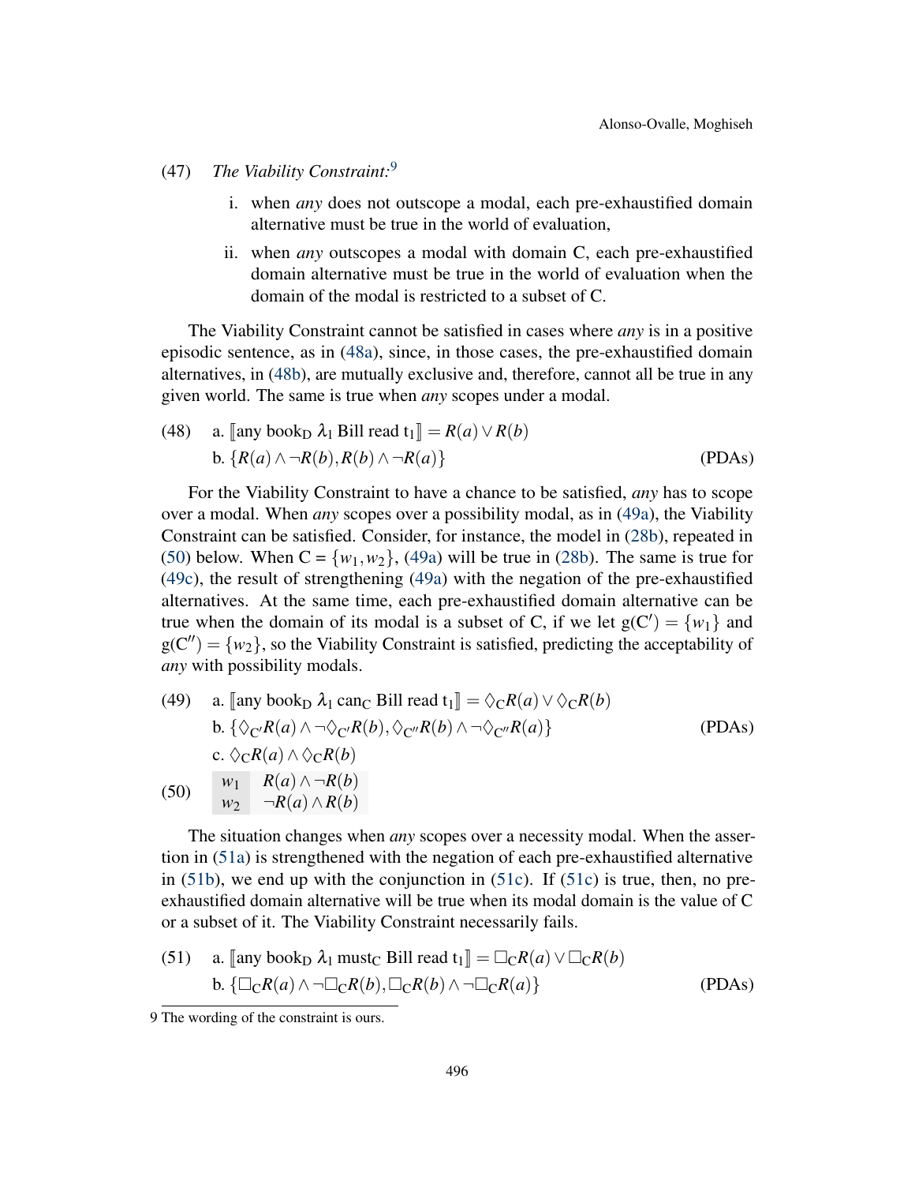(47) *The Viability Constraint:*[9]

i. when *any* does not outscope a modal, each pre-exhaustified domain alternative must be true in the world of evaluation,

ii. when *any* outscopes a modal with domain C, each pre-exhaustified domain alternative must be true in the world of evaluation when the domain of the modal is restricted to a subset of C.

The Viability Constraint cannot be satisfied in cases where *any* is in a positive episodic sentence, as in (48a), since, in those cases, the pre-exhaustified domain alternatives, in (48b), are mutually exclusive and, therefore, cannot all be true in any given world. The same is true when *any* scopes under a modal.

(48) a. $[\![\text{any book}_D\ \lambda_1\ \text{Bill read } t_1]\!] = R(a) \vee R(b)$

b. $\{R(a) \wedge \neg R(b), R(b) \wedge \neg R(a)\}$ (PDAs)

For the Viability Constraint to have a chance to be satisfied, *any* has to scope over a modal. When *any* scopes over a possibility modal, as in (49a), the Viability Constraint can be satisfied. Consider, for instance, the model in (28b), repeated in (50) below. When $C = \{w_1, w_2\}$, (49a) will be true in (28b). The same is true for (49c), the result of strengthening (49a) with the negation of the pre-exhaustified alternatives. At the same time, each pre-exhaustified domain alternative can be true when the domain of its modal is a subset of C, if we let $g(C') = \{w_1\}$ and $g(C'') = \{w_2\}$, so the Viability Constraint is satisfied, predicting the acceptability of *any* with possibility modals.

(49) a. $[\![\text{any book}_D\ \lambda_1\ \text{can}_C\ \text{Bill read } t_1]\!] = \Diamond_C R(a) \vee \Diamond_C R(b)$

b. $\{\Diamond_{C'} R(a) \wedge \neg\Diamond_{C'} R(b), \Diamond_{C''} R(b) \wedge \neg\Diamond_{C''} R(a)\}$ (PDAs)

c. $\Diamond_C R(a) \wedge \Diamond_C R(b)$

(50)

| | |
|---|---|
| $w_1$ | $R(a) \wedge \neg R(b)$ |
| $w_2$ | $\neg R(a) \wedge R(b)$ |

The situation changes when *any* scopes over a necessity modal. When the assertion in (51a) is strengthened with the negation of each pre-exhaustified alternative in (51b), we end up with the conjunction in (51c). If (51c) is true, then, no pre-exhaustified domain alternative will be true when its modal domain is the value of C or a subset of it. The Viability Constraint necessarily fails.

(51) a. $[\![\text{any book}_D\ \lambda_1\ \text{must}_C\ \text{Bill read } t_1]\!] = \Box_C R(a) \vee \Box_C R(b)$

b. $\{\Box_C R(a) \wedge \neg\Box_C R(b), \Box_C R(b) \wedge \neg\Box_C R(a)\}$ (PDAs)

9 The wording of the constraint is ours.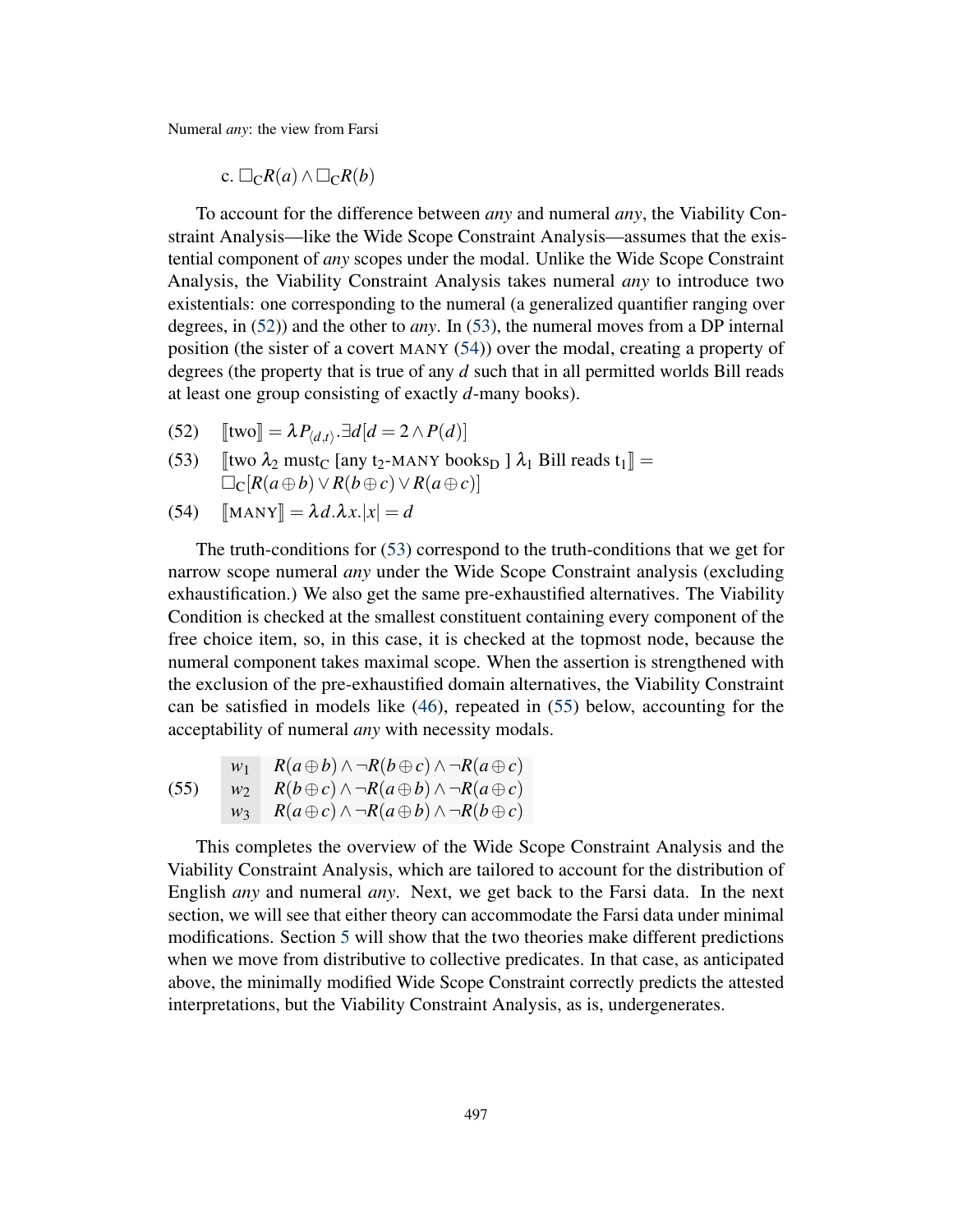c. $\Box_C R(a) \wedge \Box_C R(b)$

To account for the difference between *any* and numeral *any*, the Viability Constraint Analysis—like the Wide Scope Constraint Analysis—assumes that the existential component of *any* scopes under the modal. Unlike the Wide Scope Constraint Analysis, the Viability Constraint Analysis takes numeral *any* to introduce two existentials: one corresponding to the numeral (a generalized quantifier ranging over degrees, in (52)) and the other to *any*. In (53), the numeral moves from a DP internal position (the sister of a covert MANY (54)) over the modal, creating a property of degrees (the property that is true of any $d$ such that in all permitted worlds Bill reads at least one group consisting of exactly $d$-many books).

(52) $[\![\text{two}]\!] = \lambda P_{\langle d,t \rangle}.\exists d[d = 2 \wedge P(d)]$

(53) $[\![\text{two } \lambda_2 \text{ must}_C \text{ [any } t_2\text{-MANY books}_D \text{ ] } \lambda_1 \text{ Bill reads } t_1]\!] =$
$\Box_C[R(a \oplus b) \vee R(b \oplus c) \vee R(a \oplus c)]$

(54) $[\![\text{MANY}]\!] = \lambda d.\lambda x.|x| = d$

The truth-conditions for (53) correspond to the truth-conditions that we get for narrow scope numeral *any* under the Wide Scope Constraint analysis (excluding exhaustification.) We also get the same pre-exhaustified alternatives. The Viability Condition is checked at the smallest constituent containing every component of the free choice item, so, in this case, it is checked at the topmost node, because the numeral component takes maximal scope. When the assertion is strengthened with the exclusion of the pre-exhaustified domain alternatives, the Viability Constraint can be satisfied in models like (46), repeated in (55) below, accounting for the acceptability of numeral *any* with necessity modals.

(55)

| | |
|---|---|
| $w_1$ | $R(a \oplus b) \wedge \neg R(b \oplus c) \wedge \neg R(a \oplus c)$ |
| $w_2$ | $R(b \oplus c) \wedge \neg R(a \oplus b) \wedge \neg R(a \oplus c)$ |
| $w_3$ | $R(a \oplus c) \wedge \neg R(a \oplus b) \wedge \neg R(b \oplus c)$ |

This completes the overview of the Wide Scope Constraint Analysis and the Viability Constraint Analysis, which are tailored to account for the distribution of English *any* and numeral *any*. Next, we get back to the Farsi data. In the next section, we will see that either theory can accommodate the Farsi data under minimal modifications. Section 5 will show that the two theories make different predictions when we move from distributive to collective predicates. In that case, as anticipated above, the minimally modified Wide Scope Constraint correctly predicts the attested interpretations, but the Viability Constraint Analysis, as is, undergenerates.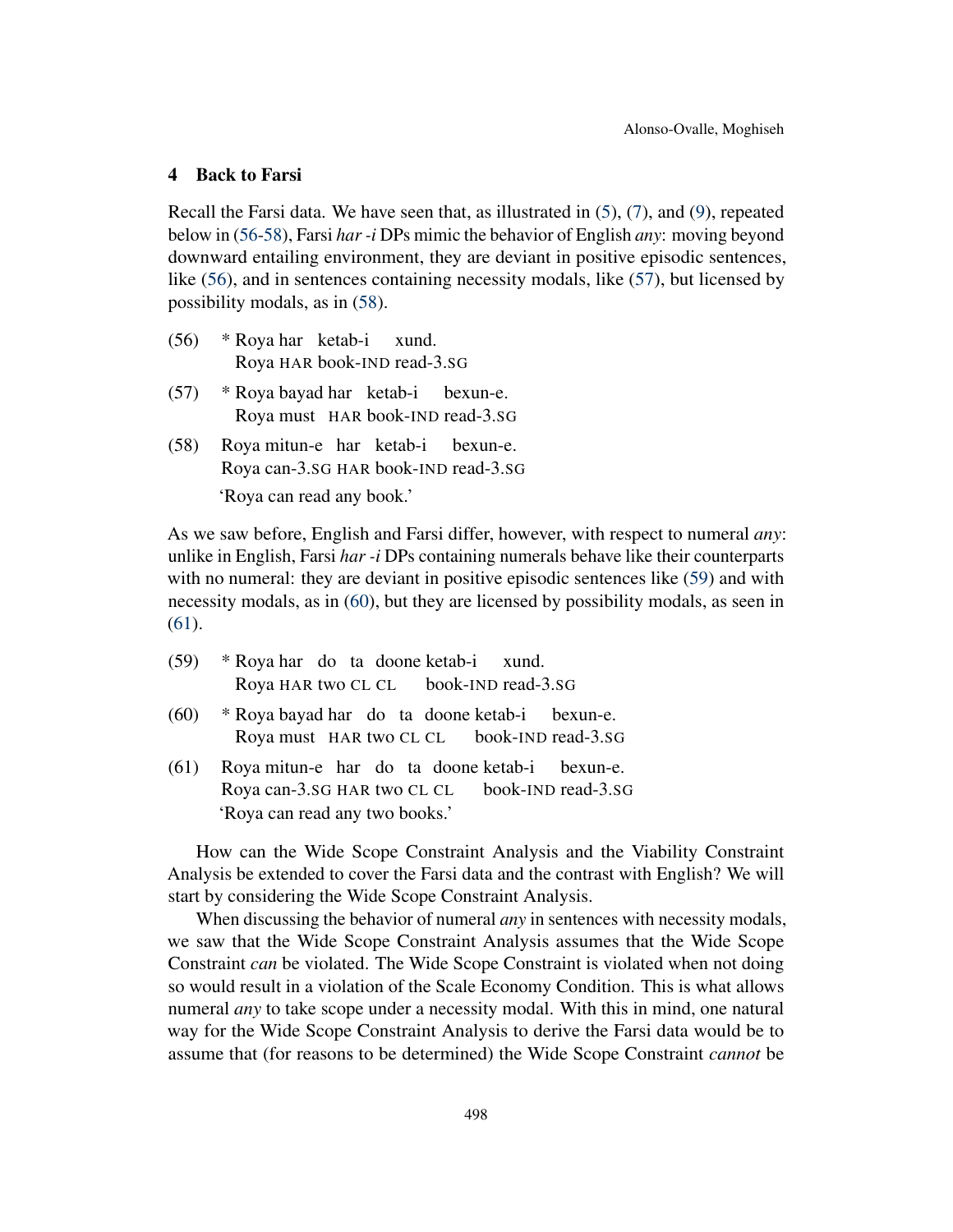## 4 Back to Farsi

Recall the Farsi data. We have seen that, as illustrated in (5), (7), and (9), repeated below in (56-58), Farsi *har -i* DPs mimic the behavior of English *any*: moving beyond downward entailing environment, they are deviant in positive episodic sentences, like (56), and in sentences containing necessity modals, like (57), but licensed by possibility modals, as in (58).

(56) * Roya har ketab-i xund.
  Roya HAR book-IND read-3.SG

(57) * Roya bayad har ketab-i bexun-e.
  Roya must HAR book-IND read-3.SG

(58) Roya mitun-e har ketab-i bexun-e.
  Roya can-3.SG HAR book-IND read-3.SG
  'Roya can read any book.'

As we saw before, English and Farsi differ, however, with respect to numeral *any*: unlike in English, Farsi *har -i* DPs containing numerals behave like their counterparts with no numeral: they are deviant in positive episodic sentences like (59) and with necessity modals, as in (60), but they are licensed by possibility modals, as seen in (61).

(59) * Roya har do ta doone ketab-i xund.
  Roya HAR two CL CL book-IND read-3.SG

(60) * Roya bayad har do ta doone ketab-i bexun-e.
  Roya must HAR two CL CL book-IND read-3.SG

(61) Roya mitun-e har do ta doone ketab-i bexun-e.
  Roya can-3.SG HAR two CL CL book-IND read-3.SG
  'Roya can read any two books.'

How can the Wide Scope Constraint Analysis and the Viability Constraint Analysis be extended to cover the Farsi data and the contrast with English? We will start by considering the Wide Scope Constraint Analysis.

When discussing the behavior of numeral *any* in sentences with necessity modals, we saw that the Wide Scope Constraint Analysis assumes that the Wide Scope Constraint *can* be violated. The Wide Scope Constraint is violated when not doing so would result in a violation of the Scale Economy Condition. This is what allows numeral *any* to take scope under a necessity modal. With this in mind, one natural way for the Wide Scope Constraint Analysis to derive the Farsi data would be to assume that (for reasons to be determined) the Wide Scope Constraint *cannot* be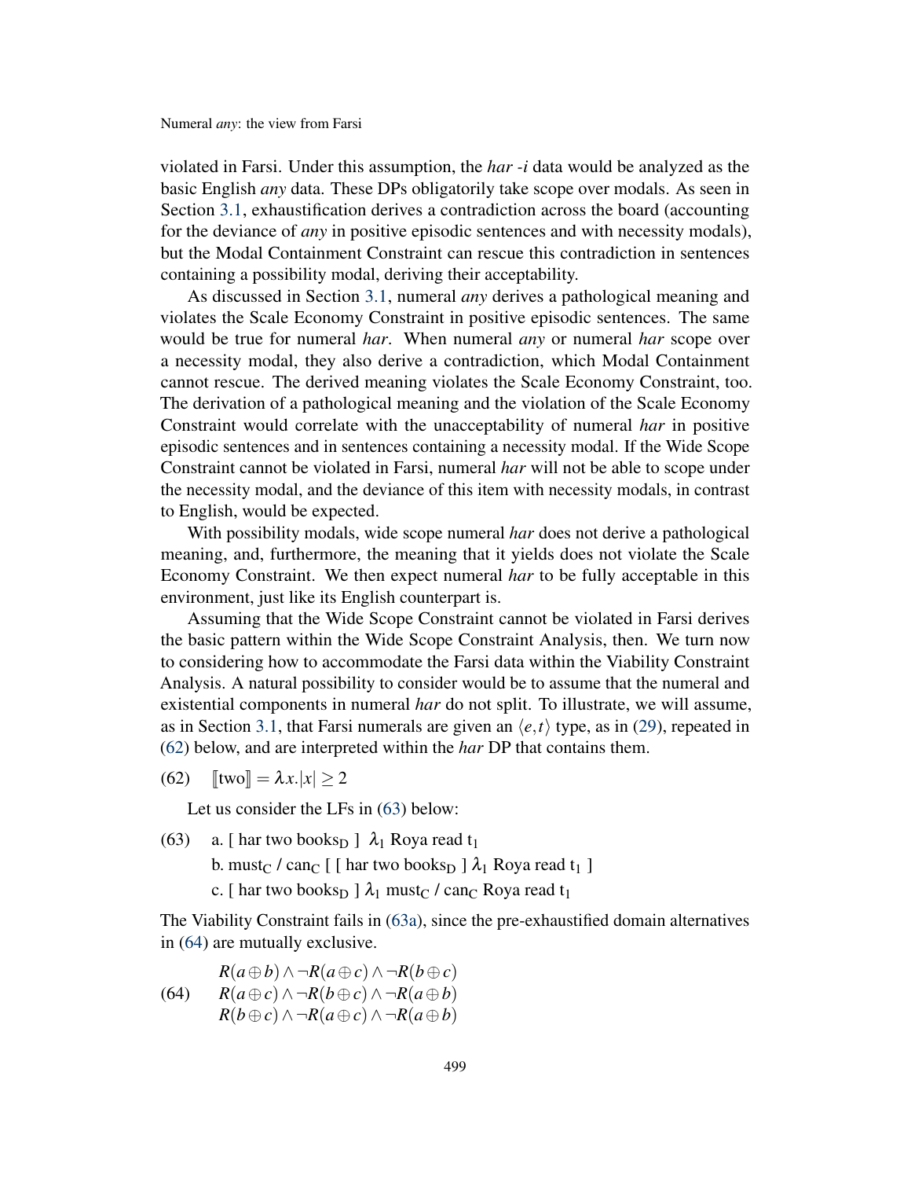violated in Farsi. Under this assumption, the *har -i* data would be analyzed as the basic English *any* data. These DPs obligatorily take scope over modals. As seen in Section 3.1, exhaustification derives a contradiction across the board (accounting for the deviance of *any* in positive episodic sentences and with necessity modals), but the Modal Containment Constraint can rescue this contradiction in sentences containing a possibility modal, deriving their acceptability.

As discussed in Section 3.1, numeral *any* derives a pathological meaning and violates the Scale Economy Constraint in positive episodic sentences. The same would be true for numeral *har*. When numeral *any* or numeral *har* scope over a necessity modal, they also derive a contradiction, which Modal Containment cannot rescue. The derived meaning violates the Scale Economy Constraint, too. The derivation of a pathological meaning and the violation of the Scale Economy Constraint would correlate with the unacceptability of numeral *har* in positive episodic sentences and in sentences containing a necessity modal. If the Wide Scope Constraint cannot be violated in Farsi, numeral *har* will not be able to scope under the necessity modal, and the deviance of this item with necessity modals, in contrast to English, would be expected.

With possibility modals, wide scope numeral *har* does not derive a pathological meaning, and, furthermore, the meaning that it yields does not violate the Scale Economy Constraint. We then expect numeral *har* to be fully acceptable in this environment, just like its English counterpart is.

Assuming that the Wide Scope Constraint cannot be violated in Farsi derives the basic pattern within the Wide Scope Constraint Analysis, then. We turn now to considering how to accommodate the Farsi data within the Viability Constraint Analysis. A natural possibility to consider would be to assume that the numeral and existential components in numeral *har* do not split. To illustrate, we will assume, as in Section 3.1, that Farsi numerals are given an $\langle e,t \rangle$ type, as in (29), repeated in (62) below, and are interpreted within the *har* DP that contains them.

(62) $[\![\text{two}]\!] = \lambda x.|x| \geq 2$

Let us consider the LFs in (63) below:

(63) a. [ har two books$_D$ ] $\lambda_1$ Roya read $t_1$

b. must$_C$ / can$_C$ [ [ har two books$_D$ ] $\lambda_1$ Roya read $t_1$ ]

c. [ har two books$_D$ ] $\lambda_1$ must$_C$ / can$_C$ Roya read $t_1$

The Viability Constraint fails in (63a), since the pre-exhaustified domain alternatives in (64) are mutually exclusive.

(64)
$$R(a \oplus b) \wedge \neg R(a \oplus c) \wedge \neg R(b \oplus c)$$
$$R(a \oplus c) \wedge \neg R(b \oplus c) \wedge \neg R(a \oplus b)$$
$$R(b \oplus c) \wedge \neg R(a \oplus c) \wedge \neg R(a \oplus b)$$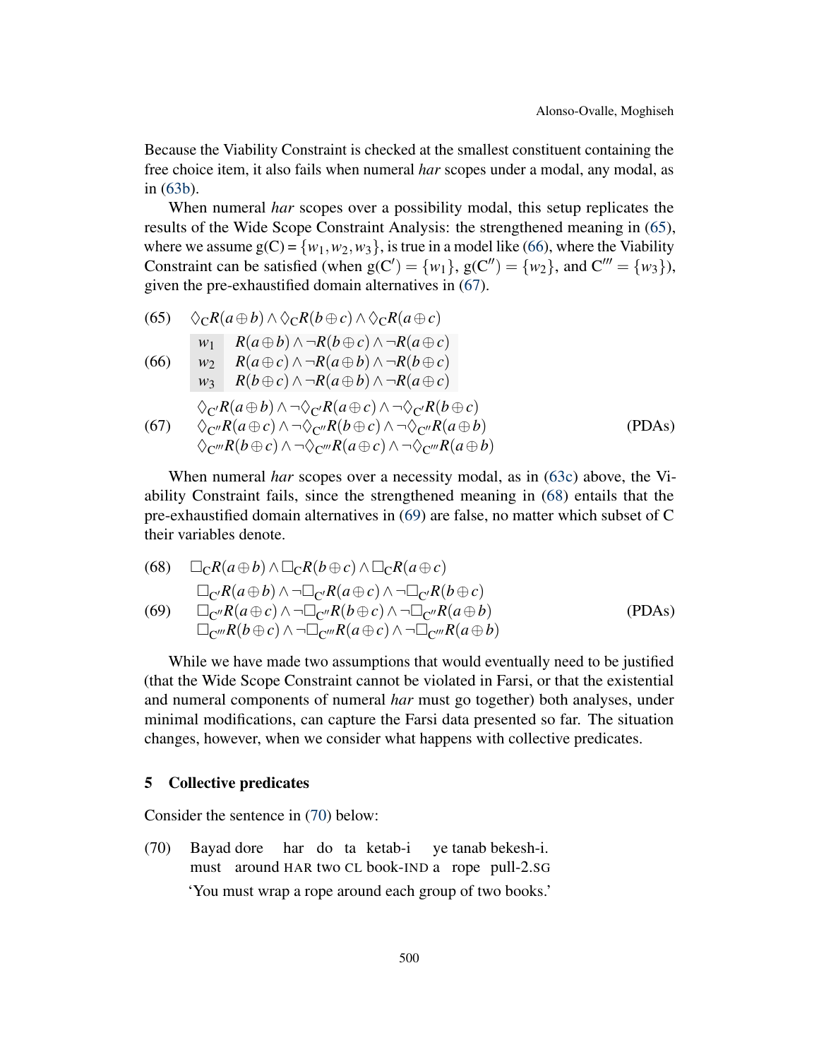Because the Viability Constraint is checked at the smallest constituent containing the free choice item, it also fails when numeral *har* scopes under a modal, any modal, as in (63b).

When numeral *har* scopes over a possibility modal, this setup replicates the results of the Wide Scope Constraint Analysis: the strengthened meaning in (65), where we assume $g(C) = \{w_1, w_2, w_3\}$, is true in a model like (66), where the Viability Constraint can be satisfied (when $g(C') = \{w_1\}$, $g(C'') = \{w_2\}$, and $C''' = \{w_3\}$), given the pre-exhaustified domain alternatives in (67).

(65) $\Diamond_C R(a \oplus b) \wedge \Diamond_C R(b \oplus c) \wedge \Diamond_C R(a \oplus c)$

(66)

| | |
|---|---|
| $w_1$ | $R(a \oplus b) \wedge \neg R(b \oplus c) \wedge \neg R(a \oplus c)$ |
| $w_2$ | $R(a \oplus c) \wedge \neg R(a \oplus b) \wedge \neg R(b \oplus c)$ |
| $w_3$ | $R(b \oplus c) \wedge \neg R(a \oplus b) \wedge \neg R(a \oplus c)$ |

(67)
$$\begin{array}{l} \Diamond_{C'} R(a \oplus b) \wedge \neg \Diamond_{C'} R(a \oplus c) \wedge \neg \Diamond_{C'} R(b \oplus c) \\ \Diamond_{C''} R(a \oplus c) \wedge \neg \Diamond_{C''} R(b \oplus c) \wedge \neg \Diamond_{C''} R(a \oplus b) \\ \Diamond_{C'''} R(b \oplus c) \wedge \neg \Diamond_{C'''} R(a \oplus c) \wedge \neg \Diamond_{C'''} R(a \oplus b) \end{array} \quad \text{(PDAs)}$$

When numeral *har* scopes over a necessity modal, as in (63c) above, the Viability Constraint fails, since the strengthened meaning in (68) entails that the pre-exhaustified domain alternatives in (69) are false, no matter which subset of C their variables denote.

(68) $\Box_C R(a \oplus b) \wedge \Box_C R(b \oplus c) \wedge \Box_C R(a \oplus c)$

(69)
$$\begin{array}{l} \Box_{C'} R(a \oplus b) \wedge \neg \Box_{C'} R(a \oplus c) \wedge \neg \Box_{C'} R(b \oplus c) \\ \Box_{C''} R(a \oplus c) \wedge \neg \Box_{C''} R(b \oplus c) \wedge \neg \Box_{C''} R(a \oplus b) \\ \Box_{C'''} R(b \oplus c) \wedge \neg \Box_{C'''} R(a \oplus c) \wedge \neg \Box_{C'''} R(a \oplus b) \end{array} \quad \text{(PDAs)}$$

While we have made two assumptions that would eventually need to be justified (that the Wide Scope Constraint cannot be violated in Farsi, or that the existential and numeral components of numeral *har* must go together) both analyses, under minimal modifications, can capture the Farsi data presented so far. The situation changes, however, when we consider what happens with collective predicates.

## 5 Collective predicates

Consider the sentence in (70) below:

(70) Bayad dore har do ta ketab-i ye tanab bekesh-i.
must around HAR two CL book-IND a rope pull-2.SG
'You must wrap a rope around each group of two books.'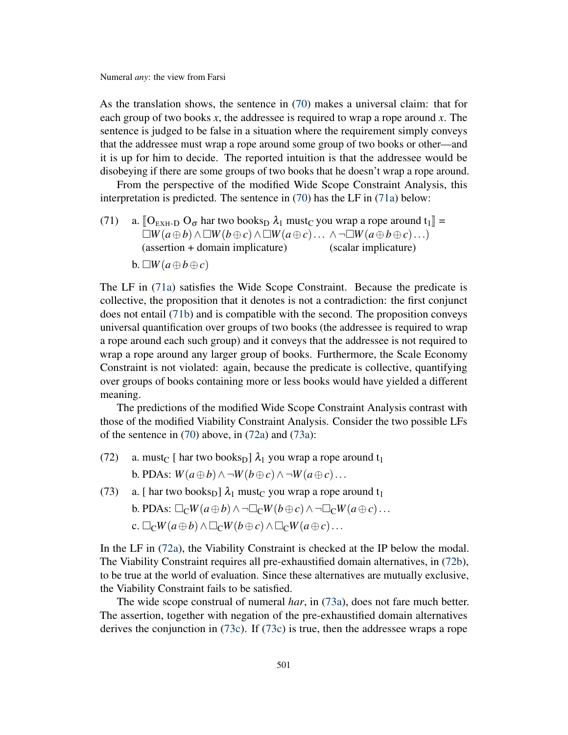As the translation shows, the sentence in (70) makes a universal claim: that for each group of two books $x$, the addressee is required to wrap a rope around $x$. The sentence is judged to be false in a situation where the requirement simply conveys that the addressee must wrap a rope around some group of two books or other—and it is up for him to decide. The reported intuition is that the addressee would be disobeying if there are some groups of two books that he doesn't wrap a rope around.

From the perspective of the modified Wide Scope Constraint Analysis, this interpretation is predicted. The sentence in (70) has the LF in (71a) below:

(71) a. $[\![\mathrm{O_{EXH\text{-}D}}\ \mathrm{O}_\sigma$ har two books$_\mathrm{D}$ $\lambda_1$ must$_\mathrm{C}$ you wrap a rope around $\mathrm{t}_1]\!]$ = $\Box W(a \oplus b) \wedge \Box W(b \oplus c) \wedge \Box W(a \oplus c) \ldots \wedge \neg \Box W(a \oplus b \oplus c) \ldots)$
(assertion + domain implicature) (scalar implicature)

b. $\Box W(a \oplus b \oplus c)$

The LF in (71a) satisfies the Wide Scope Constraint. Because the predicate is collective, the proposition that it denotes is not a contradiction: the first conjunct does not entail (71b) and is compatible with the second. The proposition conveys universal quantification over groups of two books (the addressee is required to wrap a rope around each such group) and it conveys that the addressee is not required to wrap a rope around any larger group of books. Furthermore, the Scale Economy Constraint is not violated: again, because the predicate is collective, quantifying over groups of books containing more or less books would have yielded a different meaning.

The predictions of the modified Wide Scope Constraint Analysis contrast with those of the modified Viability Constraint Analysis. Consider the two possible LFs of the sentence in (70) above, in (72a) and (73a):

(72) a. must$_\mathrm{C}$ [ har two books$_\mathrm{D}$] $\lambda_1$ you wrap a rope around $\mathrm{t}_1$

b. PDAs: $W(a \oplus b) \wedge \neg W(b \oplus c) \wedge \neg W(a \oplus c) \ldots$

(73) a. [ har two books$_\mathrm{D}$] $\lambda_1$ must$_\mathrm{C}$ you wrap a rope around $\mathrm{t}_1$

b. PDAs: $\Box_\mathrm{C} W(a \oplus b) \wedge \neg \Box_\mathrm{C} W(b \oplus c) \wedge \neg \Box_\mathrm{C} W(a \oplus c) \ldots$

c. $\Box_\mathrm{C} W(a \oplus b) \wedge \Box_\mathrm{C} W(b \oplus c) \wedge \Box_\mathrm{C} W(a \oplus c) \ldots$

In the LF in (72a), the Viability Constraint is checked at the IP below the modal. The Viability Constraint requires all pre-exhaustified domain alternatives, in (72b), to be true at the world of evaluation. Since these alternatives are mutually exclusive, the Viability Constraint fails to be satisfied.

The wide scope construal of numeral *har*, in (73a), does not fare much better. The assertion, together with negation of the pre-exhaustified domain alternatives derives the conjunction in (73c). If (73c) is true, then the addressee wraps a rope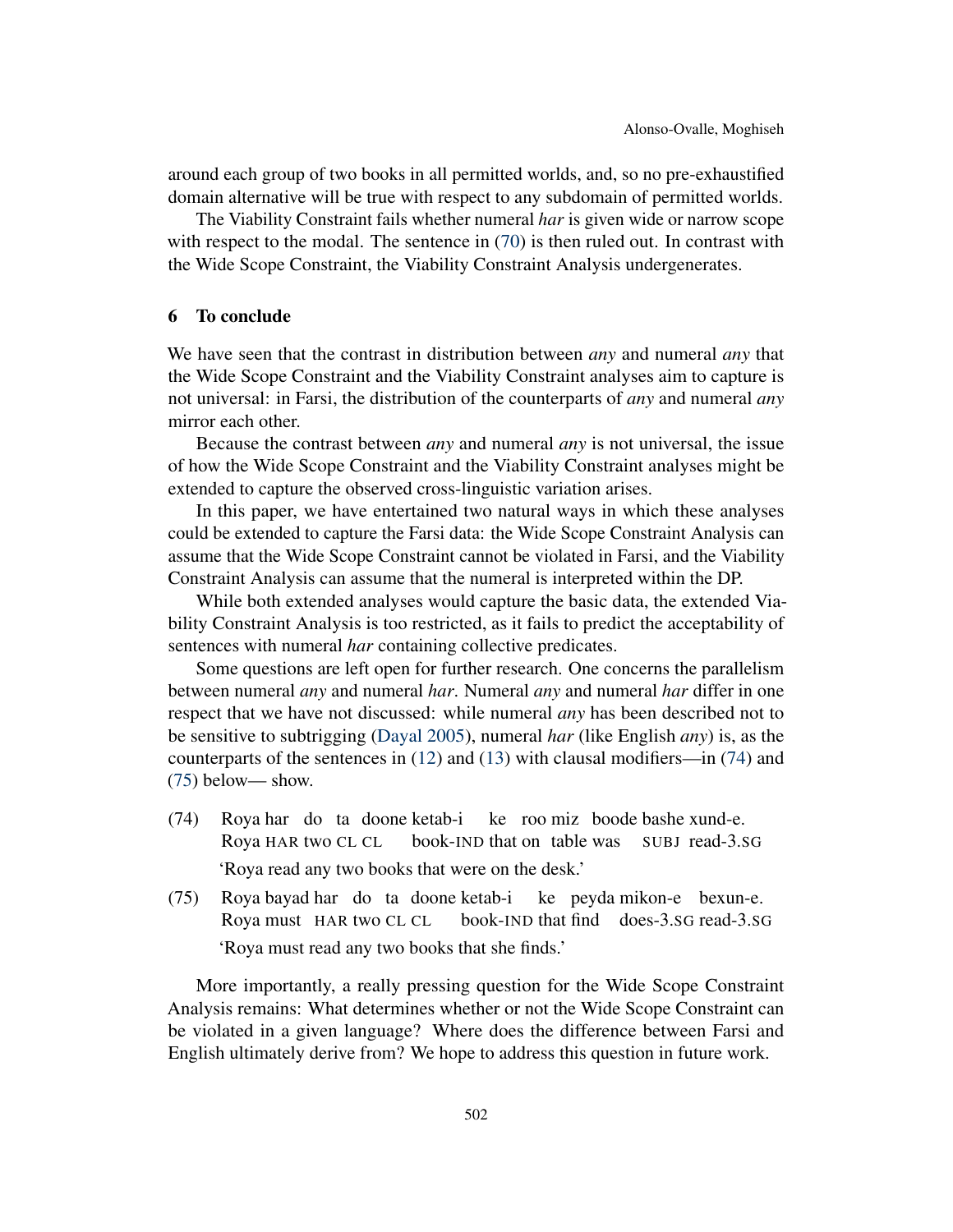around each group of two books in all permitted worlds, and, so no pre-exhaustified domain alternative will be true with respect to any subdomain of permitted worlds.

The Viability Constraint fails whether numeral *har* is given wide or narrow scope with respect to the modal. The sentence in (70) is then ruled out. In contrast with the Wide Scope Constraint, the Viability Constraint Analysis undergenerates.

## 6 To conclude

We have seen that the contrast in distribution between *any* and numeral *any* that the Wide Scope Constraint and the Viability Constraint analyses aim to capture is not universal: in Farsi, the distribution of the counterparts of *any* and numeral *any* mirror each other.

Because the contrast between *any* and numeral *any* is not universal, the issue of how the Wide Scope Constraint and the Viability Constraint analyses might be extended to capture the observed cross-linguistic variation arises.

In this paper, we have entertained two natural ways in which these analyses could be extended to capture the Farsi data: the Wide Scope Constraint Analysis can assume that the Wide Scope Constraint cannot be violated in Farsi, and the Viability Constraint Analysis can assume that the numeral is interpreted within the DP.

While both extended analyses would capture the basic data, the extended Viability Constraint Analysis is too restricted, as it fails to predict the acceptability of sentences with numeral *har* containing collective predicates.

Some questions are left open for further research. One concerns the parallelism between numeral *any* and numeral *har*. Numeral *any* and numeral *har* differ in one respect that we have not discussed: while numeral *any* has been described not to be sensitive to subtrigging (Dayal 2005), numeral *har* (like English *any*) is, as the counterparts of the sentences in (12) and (13) with clausal modifiers—in (74) and (75) below— show.

(74) Roya har do ta doone ketab-i ke roo miz boode bashe xund-e.
Roya HAR two CL CL book-IND that on table was SUBJ read-3.SG
'Roya read any two books that were on the desk.'

(75) Roya bayad har do ta doone ketab-i ke peyda mikon-e bexun-e.
Roya must HAR two CL CL book-IND that find does-3.SG read-3.SG
'Roya must read any two books that she finds.'

More importantly, a really pressing question for the Wide Scope Constraint Analysis remains: What determines whether or not the Wide Scope Constraint can be violated in a given language? Where does the difference between Farsi and English ultimately derive from? We hope to address this question in future work.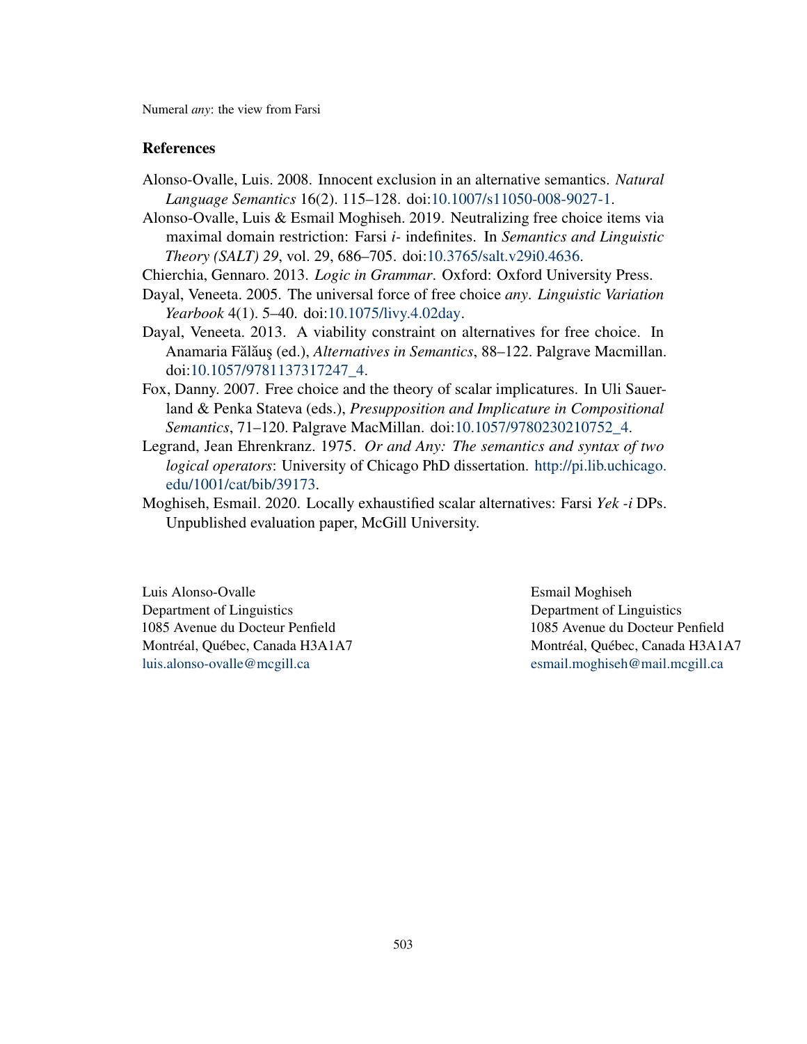## References

Alonso-Ovalle, Luis. 2008. Innocent exclusion in an alternative semantics. *Natural Language Semantics* 16(2). 115–128. doi:10.1007/s11050-008-9027-1.

Alonso-Ovalle, Luis & Esmail Moghiseh. 2019. Neutralizing free choice items via maximal domain restriction: Farsi *i-* indefinites. In *Semantics and Linguistic Theory (SALT) 29*, vol. 29, 686–705. doi:10.3765/salt.v29i0.4636.

Chierchia, Gennaro. 2013. *Logic in Grammar*. Oxford: Oxford University Press.

Dayal, Veneeta. 2005. The universal force of free choice *any*. *Linguistic Variation Yearbook* 4(1). 5–40. doi:10.1075/livy.4.02day.

Dayal, Veneeta. 2013. A viability constraint on alternatives for free choice. In Anamaria Fălăuş (ed.), *Alternatives in Semantics*, 88–122. Palgrave Macmillan. doi:10.1057/9781137317247_4.

Fox, Danny. 2007. Free choice and the theory of scalar implicatures. In Uli Sauerland & Penka Stateva (eds.), *Presupposition and Implicature in Compositional Semantics*, 71–120. Palgrave MacMillan. doi:10.1057/9780230210752_4.

Legrand, Jean Ehrenkranz. 1975. *Or and Any: The semantics and syntax of two logical operators*: University of Chicago PhD dissertation. http://pi.lib.uchicago.edu/1001/cat/bib/39173.

Moghiseh, Esmail. 2020. Locally exhaustified scalar alternatives: Farsi *Yek -i* DPs. Unpublished evaluation paper, McGill University.

Luis Alonso-Ovalle
Department of Linguistics
1085 Avenue du Docteur Penfield
Montréal, Québec, Canada H3A1A7
luis.alonso-ovalle@mcgill.ca

Esmail Moghiseh
Department of Linguistics
1085 Avenue du Docteur Penfield
Montréal, Québec, Canada H3A1A7
esmail.moghiseh@mail.mcgill.ca